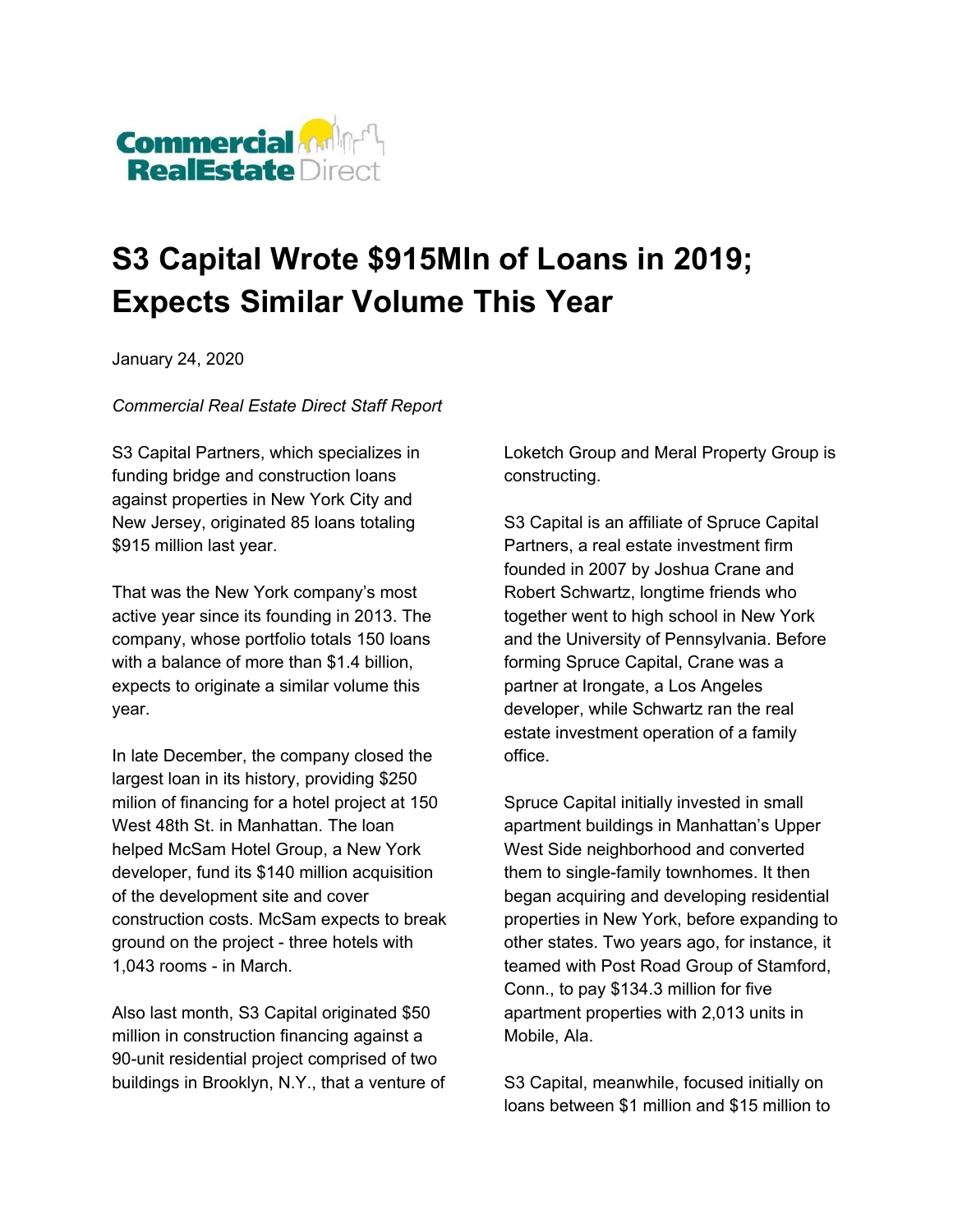Commercial RealEstate Direct

# S3 Capital Wrote $915Mln of Loans in 2019; Expects Similar Volume This Year

January 24, 2020

*Commercial Real Estate Direct Staff Report*

S3 Capital Partners, which specializes in funding bridge and construction loans against properties in New York City and New Jersey, originated 85 loans totaling $915 million last year.

That was the New York company's most active year since its founding in 2013. The company, whose portfolio totals 150 loans with a balance of more than $1.4 billion, expects to originate a similar volume this year.

In late December, the company closed the largest loan in its history, providing $250 milion of financing for a hotel project at 150 West 48th St. in Manhattan. The loan helped McSam Hotel Group, a New York developer, fund its $140 million acquisition of the development site and cover construction costs. McSam expects to break ground on the project - three hotels with 1,043 rooms - in March.

Also last month, S3 Capital originated $50 million in construction financing against a 90-unit residential project comprised of two buildings in Brooklyn, N.Y., that a venture of Loketch Group and Meral Property Group is constructing.

S3 Capital is an affiliate of Spruce Capital Partners, a real estate investment firm founded in 2007 by Joshua Crane and Robert Schwartz, longtime friends who together went to high school in New York and the University of Pennsylvania. Before forming Spruce Capital, Crane was a partner at Irongate, a Los Angeles developer, while Schwartz ran the real estate investment operation of a family office.

Spruce Capital initially invested in small apartment buildings in Manhattan's Upper West Side neighborhood and converted them to single-family townhomes. It then began acquiring and developing residential properties in New York, before expanding to other states. Two years ago, for instance, it teamed with Post Road Group of Stamford, Conn., to pay $134.3 million for five apartment properties with 2,013 units in Mobile, Ala.

S3 Capital, meanwhile, focused initially on loans between $1 million and $15 million to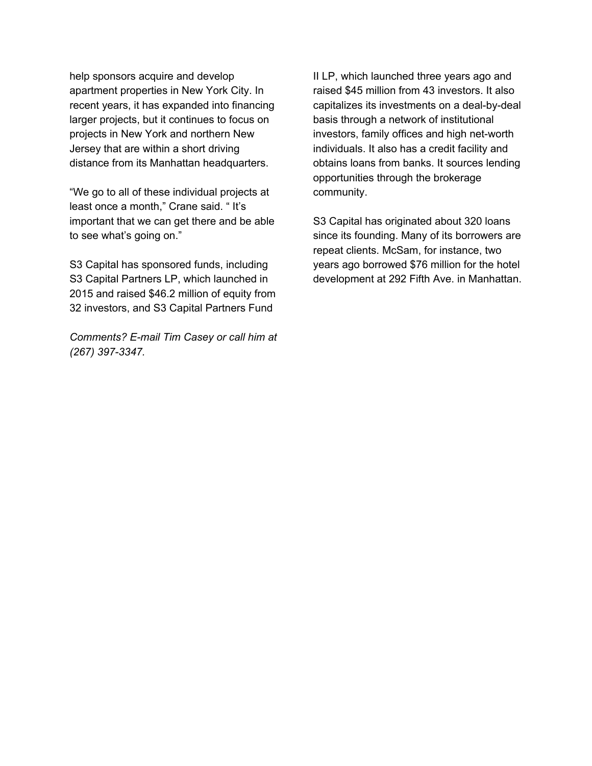help sponsors acquire and develop apartment properties in New York City. In recent years, it has expanded into financing larger projects, but it continues to focus on projects in New York and northern New Jersey that are within a short driving distance from its Manhattan headquarters.

“We go to all of these individual projects at least once a month,” Crane said. “ It’s important that we can get there and be able to see what’s going on.”

S3 Capital has sponsored funds, including S3 Capital Partners LP, which launched in 2015 and raised $46.2 million of equity from 32 investors, and S3 Capital Partners Fund II LP, which launched three years ago and raised $45 million from 43 investors. It also capitalizes its investments on a deal-by-deal basis through a network of institutional investors, family offices and high net-worth individuals. It also has a credit facility and obtains loans from banks. It sources lending opportunities through the brokerage community.

S3 Capital has originated about 320 loans since its founding. Many of its borrowers are repeat clients. McSam, for instance, two years ago borrowed $76 million for the hotel development at 292 Fifth Ave. in Manhattan.

*Comments? E-mail Tim Casey or call him at (267) 397-3347.*